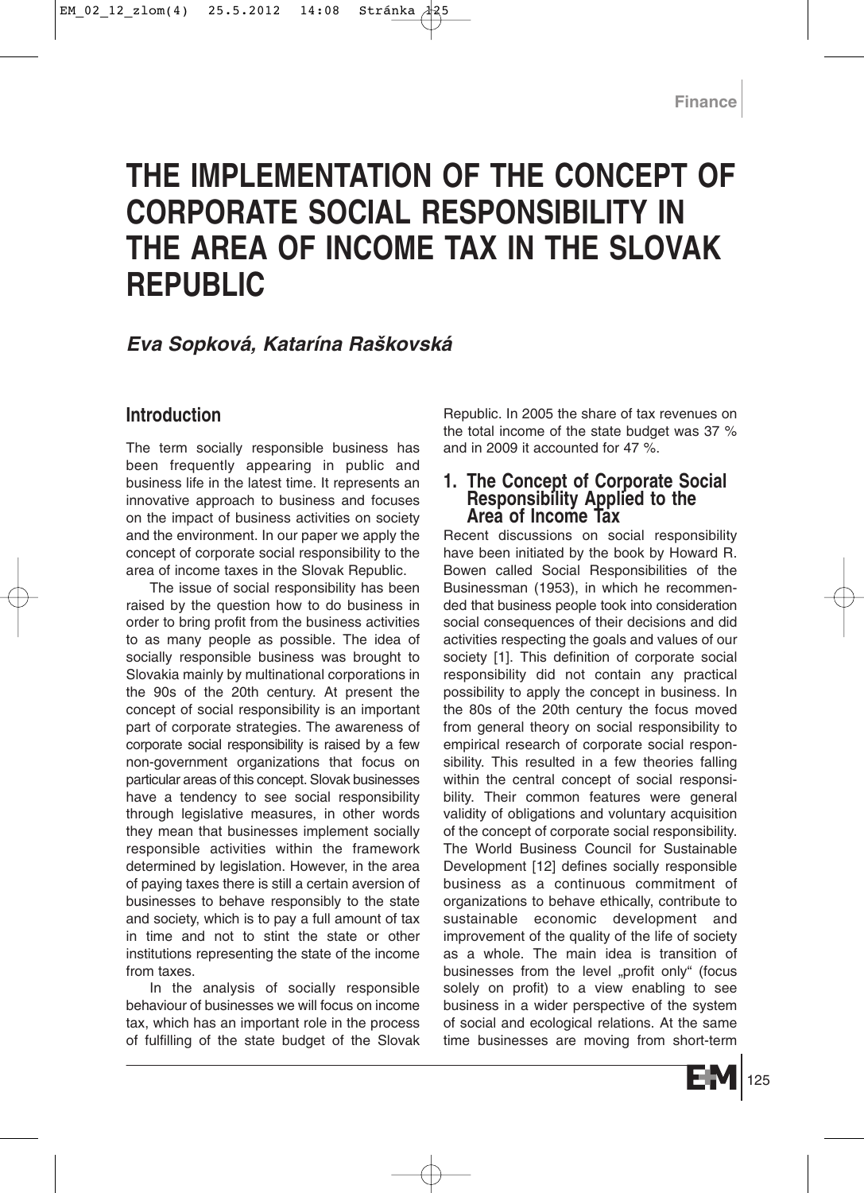# THE IMPLEMENTATION OF THE CONCEPT OF CORPORATE SOCIAL RESPONSIBILITY IN THE AREA OF INCOME TAX IN THE SLOVAK REPUBLIC

***Eva Sopková, Katarína Raškovská***

## Introduction

The term socially responsible business has been frequently appearing in public and business life in the latest time. It represents an innovative approach to business and focuses on the impact of business activities on society and the environment. In our paper we apply the concept of corporate social responsibility to the area of income taxes in the Slovak Republic.

The issue of social responsibility has been raised by the question how to do business in order to bring profit from the business activities to as many people as possible. The idea of socially responsible business was brought to Slovakia mainly by multinational corporations in the 90s of the 20th century. At present the concept of social responsibility is an important part of corporate strategies. The awareness of corporate social responsibility is raised by a few non-government organizations that focus on particular areas of this concept. Slovak businesses have a tendency to see social responsibility through legislative measures, in other words they mean that businesses implement socially responsible activities within the framework determined by legislation. However, in the area of paying taxes there is still a certain aversion of businesses to behave responsibly to the state and society, which is to pay a full amount of tax in time and not to stint the state or other institutions representing the state of the income from taxes.

In the analysis of socially responsible behaviour of businesses we will focus on income tax, which has an important role in the process of fulfilling of the state budget of the Slovak Republic. In 2005 the share of tax revenues on the total income of the state budget was 37 % and in 2009 it accounted for 47 %.

## 1. The Concept of Corporate Social Responsibility Applied to the Area of Income Tax

Recent discussions on social responsibility have been initiated by the book by Howard R. Bowen called Social Responsibilities of the Businessman (1953), in which he recommended that business people took into consideration social consequences of their decisions and did activities respecting the goals and values of our society [1]. This definition of corporate social responsibility did not contain any practical possibility to apply the concept in business. In the 80s of the 20th century the focus moved from general theory on social responsibility to empirical research of corporate social responsibility. This resulted in a few theories falling within the central concept of social responsibility. Their common features were general validity of obligations and voluntary acquisition of the concept of corporate social responsibility. The World Business Council for Sustainable Development [12] defines socially responsible business as a continuous commitment of organizations to behave ethically, contribute to sustainable economic development and improvement of the quality of the life of society as a whole. The main idea is transition of businesses from the level „profit only" (focus solely on profit) to a view enabling to see business in a wider perspective of the system of social and ecological relations. At the same time businesses are moving from short-term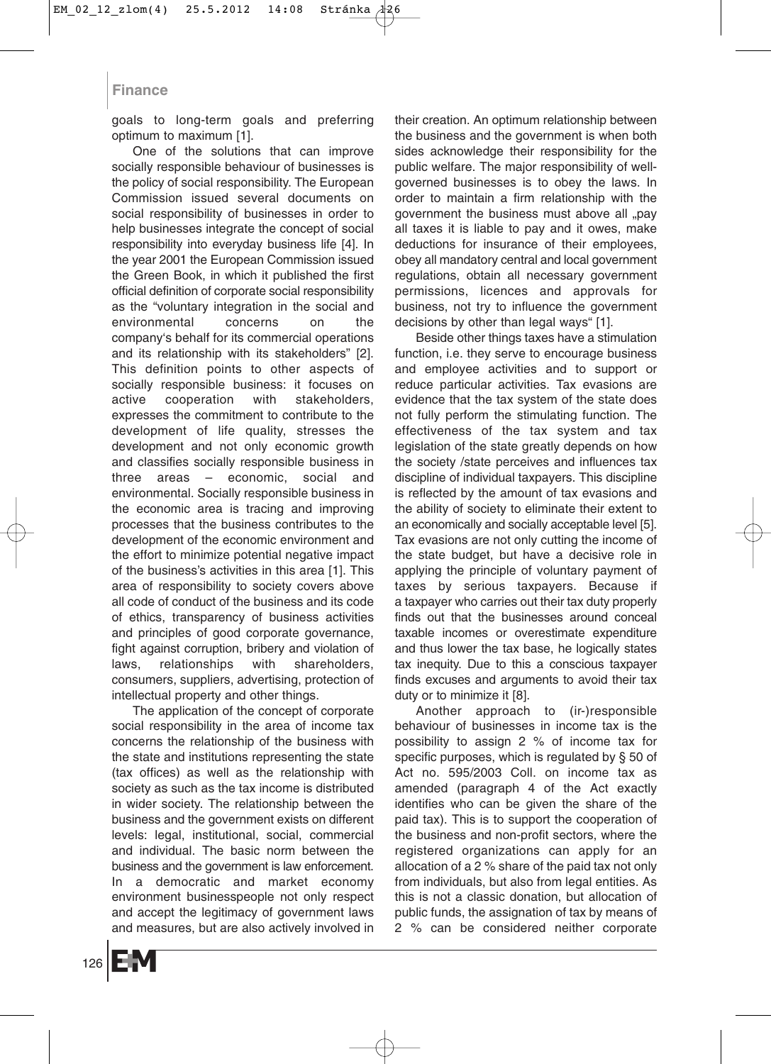goals to long-term goals and preferring optimum to maximum [1].

One of the solutions that can improve socially responsible behaviour of businesses is the policy of social responsibility. The European Commission issued several documents on social responsibility of businesses in order to help businesses integrate the concept of social responsibility into everyday business life [4]. In the year 2001 the European Commission issued the Green Book, in which it published the first official definition of corporate social responsibility as the "voluntary integration in the social and environmental concerns on the company's behalf for its commercial operations and its relationship with its stakeholders" [2]. This definition points to other aspects of socially responsible business: it focuses on active cooperation with stakeholders, expresses the commitment to contribute to the development of life quality, stresses the development and not only economic growth and classifies socially responsible business in three areas – economic, social and environmental. Socially responsible business in the economic area is tracing and improving processes that the business contributes to the development of the economic environment and the effort to minimize potential negative impact of the business's activities in this area [1]. This area of responsibility to society covers above all code of conduct of the business and its code of ethics, transparency of business activities and principles of good corporate governance, fight against corruption, bribery and violation of laws, relationships with shareholders, consumers, suppliers, advertising, protection of intellectual property and other things.

The application of the concept of corporate social responsibility in the area of income tax concerns the relationship of the business with the state and institutions representing the state (tax offices) as well as the relationship with society as such as the tax income is distributed in wider society. The relationship between the business and the government exists on different levels: legal, institutional, social, commercial and individual. The basic norm between the business and the government is law enforcement. In a democratic and market economy environment businesspeople not only respect and accept the legitimacy of government laws and measures, but are also actively involved in their creation. An optimum relationship between the business and the government is when both sides acknowledge their responsibility for the public welfare. The major responsibility of well-governed businesses is to obey the laws. In order to maintain a firm relationship with the government the business must above all „pay all taxes it is liable to pay and it owes, make deductions for insurance of their employees, obey all mandatory central and local government regulations, obtain all necessary government permissions, licences and approvals for business, not try to influence the government decisions by other than legal ways" [1].

Beside other things taxes have a stimulation function, i.e. they serve to encourage business and employee activities and to support or reduce particular activities. Tax evasions are evidence that the tax system of the state does not fully perform the stimulating function. The effectiveness of the tax system and tax legislation of the state greatly depends on how the society /state perceives and influences tax discipline of individual taxpayers. This discipline is reflected by the amount of tax evasions and the ability of society to eliminate their extent to an economically and socially acceptable level [5]. Tax evasions are not only cutting the income of the state budget, but have a decisive role in applying the principle of voluntary payment of taxes by serious taxpayers. Because if a taxpayer who carries out their tax duty properly finds out that the businesses around conceal taxable incomes or overestimate expenditure and thus lower the tax base, he logically states tax inequity. Due to this a conscious taxpayer finds excuses and arguments to avoid their tax duty or to minimize it [8].

Another approach to (ir-)responsible behaviour of businesses in income tax is the possibility to assign 2 % of income tax for specific purposes, which is regulated by § 50 of Act no. 595/2003 Coll. on income tax as amended (paragraph 4 of the Act exactly identifies who can be given the share of the paid tax). This is to support the cooperation of the business and non-profit sectors, where the registered organizations can apply for an allocation of a 2 % share of the paid tax not only from individuals, but also from legal entities. As this is not a classic donation, but allocation of public funds, the assignation of tax by means of 2 % can be considered neither corporate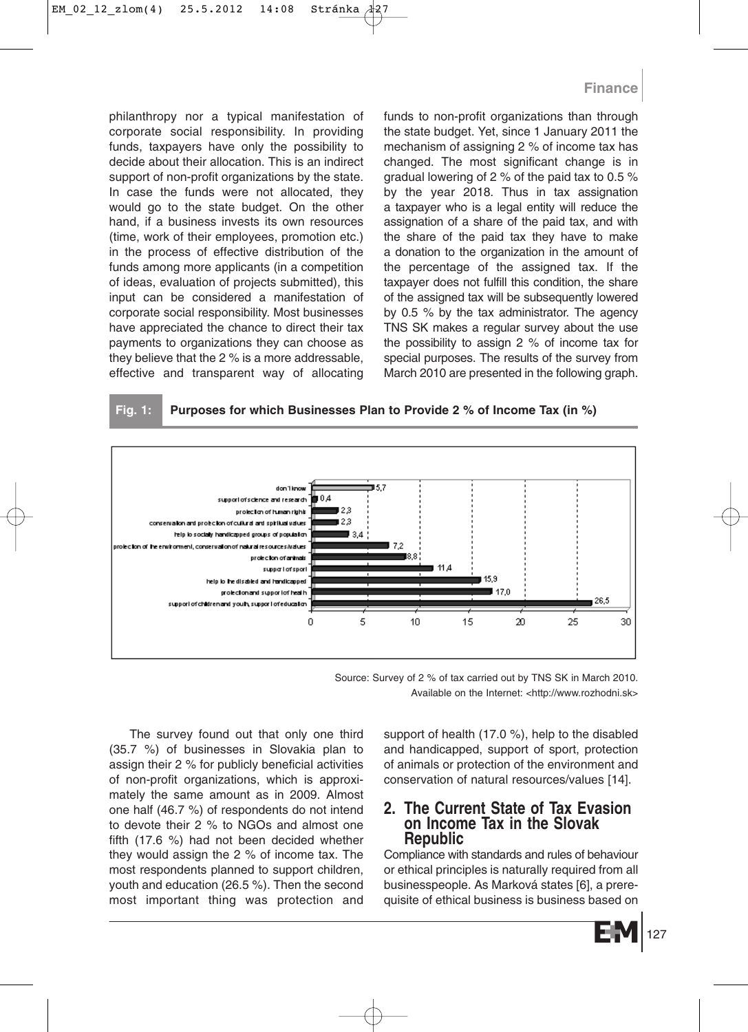philanthropy nor a typical manifestation of corporate social responsibility. In providing funds, taxpayers have only the possibility to decide about their allocation. This is an indirect support of non-profit organizations by the state. In case the funds were not allocated, they would go to the state budget. On the other hand, if a business invests its own resources (time, work of their employees, promotion etc.) in the process of effective distribution of the funds among more applicants (in a competition of ideas, evaluation of projects submitted), this input can be considered a manifestation of corporate social responsibility. Most businesses have appreciated the chance to direct their tax payments to organizations they can choose as they believe that the 2 % is a more addressable, effective and transparent way of allocating funds to non-profit organizations than through the state budget. Yet, since 1 January 2011 the mechanism of assigning 2 % of income tax has changed. The most significant change is in gradual lowering of 2 % of the paid tax to 0.5 % by the year 2018. Thus in tax assignation a taxpayer who is a legal entity will reduce the assignation of a share of the paid tax, and with the share of the paid tax they have to make a donation to the organization in the amount of the percentage of the assigned tax. If the taxpayer does not fulfill this condition, the share of the assigned tax will be subsequently lowered by 0.5 % by the tax administrator. The agency TNS SK makes a regular survey about the use the possibility to assign 2 % of income tax for special purposes. The results of the survey from March 2010 are presented in the following graph.

**Fig. 1: Purposes for which Businesses Plan to Provide 2 % of Income Tax (in %)**

don't know 5,7
support of science and research 0,4
protection of human rights 2,3
conservation and protection of cultural and spiritual values 2,3
help to socially handicapped groups of population 3,4
protection of the environment, conservation of natural resources/values 7,2
protection of animals 8,8
support of sport 11,4
help to the disabled and handicapped 15,9
protection and support of health 17,0
support of children and youth, support of education 26,5

0 5 10 15 20 25 30

Source: Survey of 2 % of tax carried out by TNS SK in March 2010. Available on the Internet: <http://www.rozhodni.sk>

The survey found out that only one third (35.7 %) of businesses in Slovakia plan to assign their 2 % for publicly beneficial activities of non-profit organizations, which is approximately the same amount as in 2009. Almost one half (46.7 %) of respondents do not intend to devote their 2 % to NGOs and almost one fifth (17.6 %) had not been decided whether they would assign the 2 % of income tax. The most respondents planned to support children, youth and education (26.5 %). Then the second most important thing was protection and support of health (17.0 %), help to the disabled and handicapped, support of sport, protection of animals or protection of the environment and conservation of natural resources/values [14].

## 2. The Current State of Tax Evasion on Income Tax in the Slovak Republic

Compliance with standards and rules of behaviour or ethical principles is naturally required from all businesspeople. As Marková states [6], a prerequisite of ethical business is business based on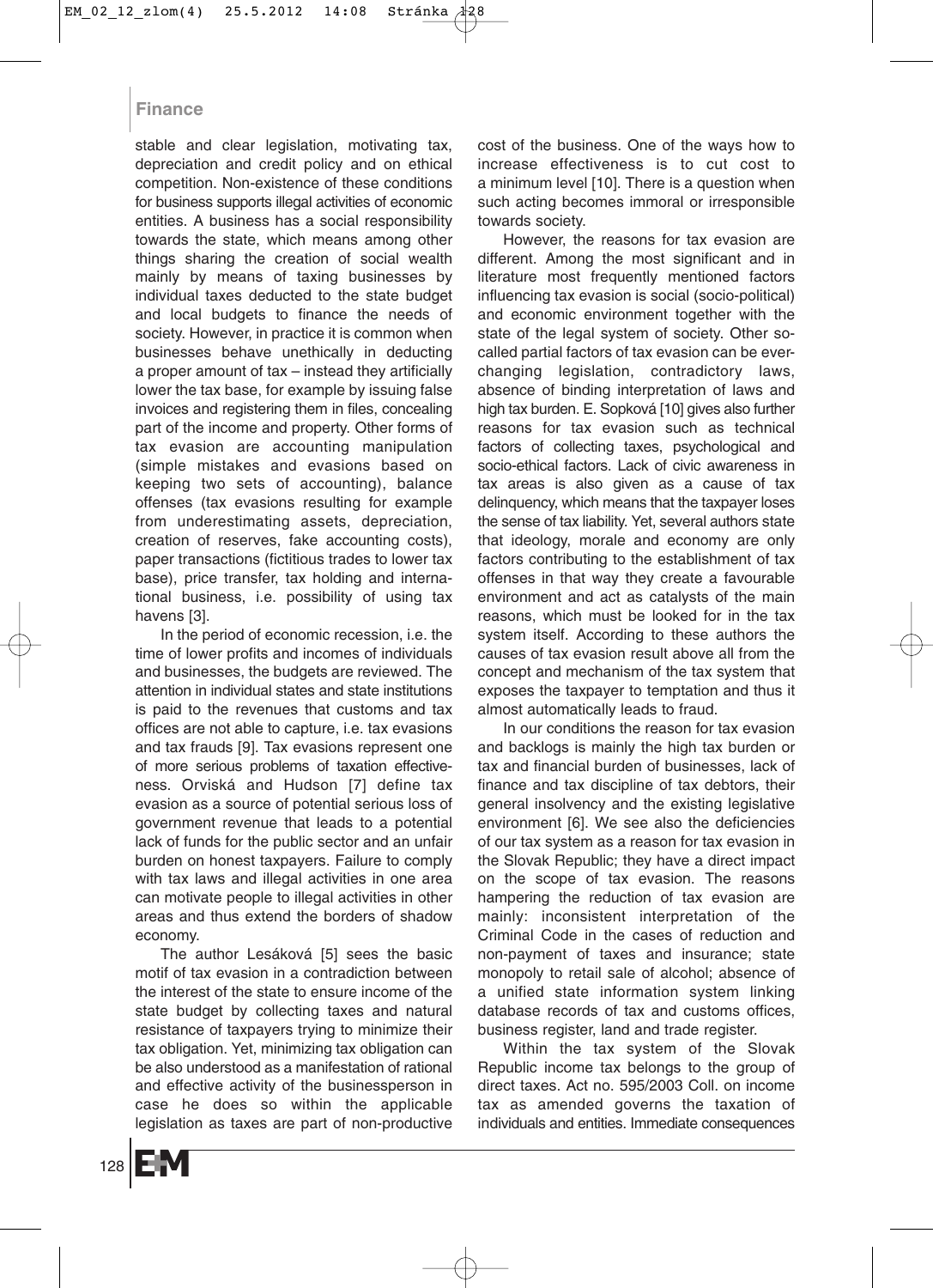stable and clear legislation, motivating tax, depreciation and credit policy and on ethical competition. Non-existence of these conditions for business supports illegal activities of economic entities. A business has a social responsibility towards the state, which means among other things sharing the creation of social wealth mainly by means of taxing businesses by individual taxes deducted to the state budget and local budgets to finance the needs of society. However, in practice it is common when businesses behave unethically in deducting a proper amount of tax – instead they artificially lower the tax base, for example by issuing false invoices and registering them in files, concealing part of the income and property. Other forms of tax evasion are accounting manipulation (simple mistakes and evasions based on keeping two sets of accounting), balance offenses (tax evasions resulting for example from underestimating assets, depreciation, creation of reserves, fake accounting costs), paper transactions (fictitious trades to lower tax base), price transfer, tax holding and international business, i.e. possibility of using tax havens [3].

In the period of economic recession, i.e. the time of lower profits and incomes of individuals and businesses, the budgets are reviewed. The attention in individual states and state institutions is paid to the revenues that customs and tax offices are not able to capture, i.e. tax evasions and tax frauds [9]. Tax evasions represent one of more serious problems of taxation effectiveness. Orviská and Hudson [7] define tax evasion as a source of potential serious loss of government revenue that leads to a potential lack of funds for the public sector and an unfair burden on honest taxpayers. Failure to comply with tax laws and illegal activities in one area can motivate people to illegal activities in other areas and thus extend the borders of shadow economy.

The author Lesáková [5] sees the basic motif of tax evasion in a contradiction between the interest of the state to ensure income of the state budget by collecting taxes and natural resistance of taxpayers trying to minimize their tax obligation. Yet, minimizing tax obligation can be also understood as a manifestation of rational and effective activity of the businessperson in case he does so within the applicable legislation as taxes are part of non-productive cost of the business. One of the ways how to increase effectiveness is to cut cost to a minimum level [10]. There is a question when such acting becomes immoral or irresponsible towards society.

However, the reasons for tax evasion are different. Among the most significant and in literature most frequently mentioned factors influencing tax evasion is social (socio-political) and economic environment together with the state of the legal system of society. Other so-called partial factors of tax evasion can be ever-changing legislation, contradictory laws, absence of binding interpretation of laws and high tax burden. E. Sopková [10] gives also further reasons for tax evasion such as technical factors of collecting taxes, psychological and socio-ethical factors. Lack of civic awareness in tax areas is also given as a cause of tax delinquency, which means that the taxpayer loses the sense of tax liability. Yet, several authors state that ideology, morale and economy are only factors contributing to the establishment of tax offenses in that way they create a favourable environment and act as catalysts of the main reasons, which must be looked for in the tax system itself. According to these authors the causes of tax evasion result above all from the concept and mechanism of the tax system that exposes the taxpayer to temptation and thus it almost automatically leads to fraud.

In our conditions the reason for tax evasion and backlogs is mainly the high tax burden or tax and financial burden of businesses, lack of finance and tax discipline of tax debtors, their general insolvency and the existing legislative environment [6]. We see also the deficiencies of our tax system as a reason for tax evasion in the Slovak Republic; they have a direct impact on the scope of tax evasion. The reasons hampering the reduction of tax evasion are mainly: inconsistent interpretation of the Criminal Code in the cases of reduction and non-payment of taxes and insurance; state monopoly to retail sale of alcohol; absence of a unified state information system linking database records of tax and customs offices, business register, land and trade register.

Within the tax system of the Slovak Republic income tax belongs to the group of direct taxes. Act no. 595/2003 Coll. on income tax as amended governs the taxation of individuals and entities. Immediate consequences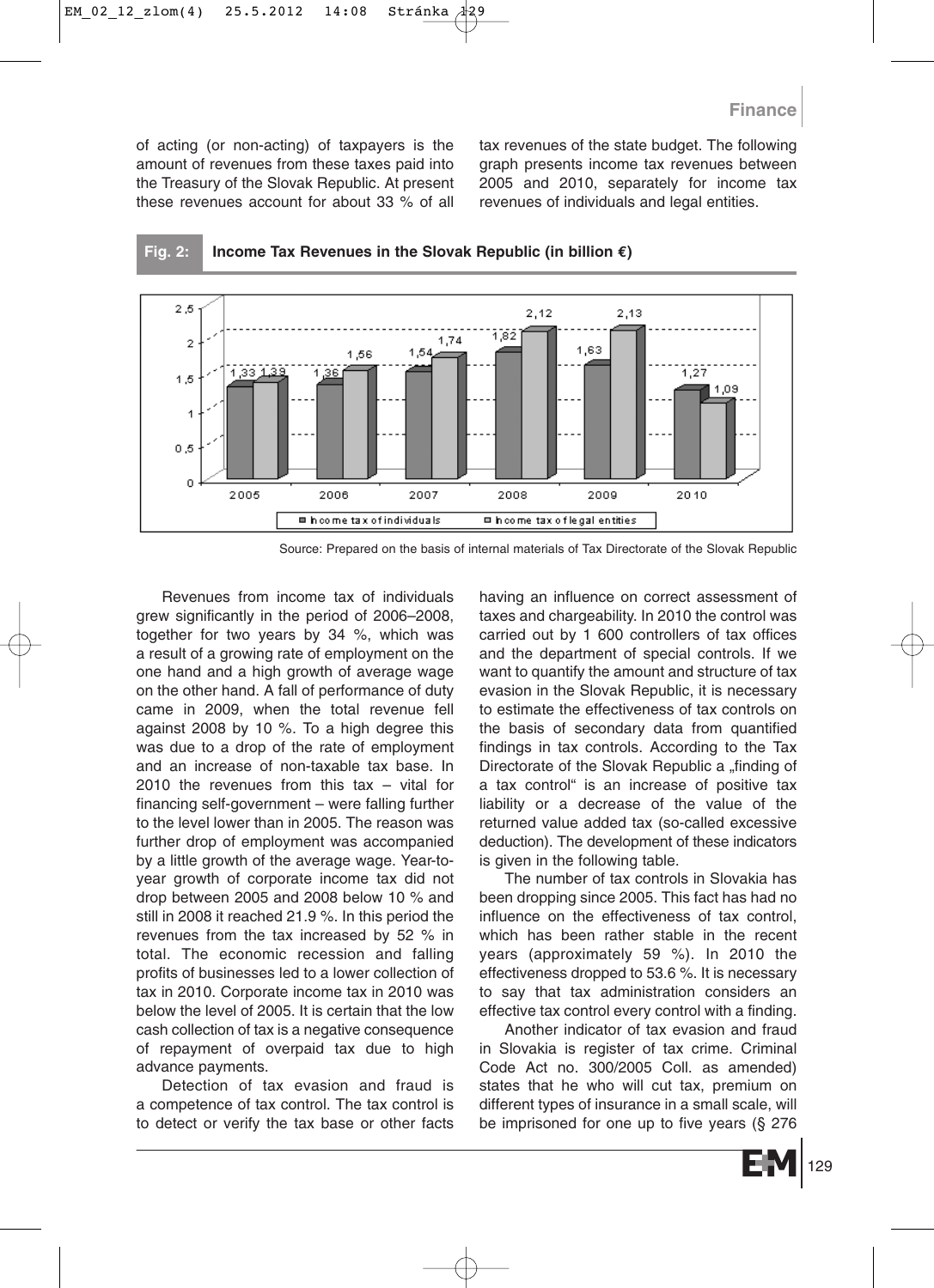of acting (or non-acting) of taxpayers is the amount of revenues from these taxes paid into the Treasury of the Slovak Republic. At present these revenues account for about 33 % of all tax revenues of the state budget. The following graph presents income tax revenues between 2005 and 2010, separately for income tax revenues of individuals and legal entities.

**Fig. 2: Income Tax Revenues in the Slovak Republic (in billion €)**

2,5
2
1,5
1
0,5
0

1,33 1,39
1,36 1,56
1,54 1,74
1,82 2,12
1,63 2,13
1,27 1,09

2005 2006 2007 2008 2009 2010

Income tax of individuals
Income tax of legal entities

Source: Prepared on the basis of internal materials of Tax Directorate of the Slovak Republic

Revenues from income tax of individuals grew significantly in the period of 2006–2008, together for two years by 34 %, which was a result of a growing rate of employment on the one hand and a high growth of average wage on the other hand. A fall of performance of duty came in 2009, when the total revenue fell against 2008 by 10 %. To a high degree this was due to a drop of the rate of employment and an increase of non-taxable tax base. In 2010 the revenues from this tax – vital for financing self-government – were falling further to the level lower than in 2005. The reason was further drop of employment was accompanied by a little growth of the average wage. Year-to-year growth of corporate income tax did not drop between 2005 and 2008 below 10 % and still in 2008 it reached 21.9 %. In this period the revenues from the tax increased by 52 % in total. The economic recession and falling profits of businesses led to a lower collection of tax in 2010. Corporate income tax in 2010 was below the level of 2005. It is certain that the low cash collection of tax is a negative consequence of repayment of overpaid tax due to high advance payments.

Detection of tax evasion and fraud is a competence of tax control. The tax control is to detect or verify the tax base or other facts having an influence on correct assessment of taxes and chargeability. In 2010 the control was carried out by 1 600 controllers of tax offices and the department of special controls. If we want to quantify the amount and structure of tax evasion in the Slovak Republic, it is necessary to estimate the effectiveness of tax controls on the basis of secondary data from quantified findings in tax controls. According to the Tax Directorate of the Slovak Republic a „finding of a tax control" is an increase of positive tax liability or a decrease of the value of the returned value added tax (so-called excessive deduction). The development of these indicators is given in the following table.

The number of tax controls in Slovakia has been dropping since 2005. This fact has had no influence on the effectiveness of tax control, which has been rather stable in the recent years (approximately 59 %). In 2010 the effectiveness dropped to 53.6 %. It is necessary to say that tax administration considers an effective tax control every control with a finding.

Another indicator of tax evasion and fraud in Slovakia is register of tax crime. Criminal Code Act no. 300/2005 Coll. as amended) states that he who will cut tax, premium on different types of insurance in a small scale, will be imprisoned for one up to five years (§ 276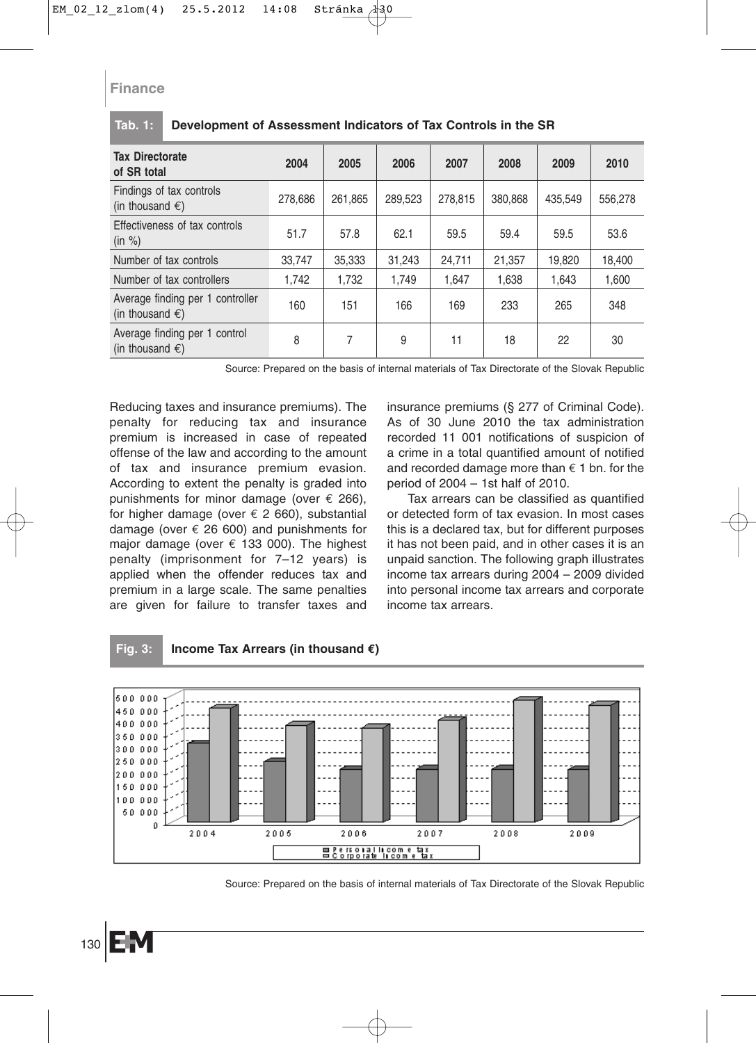**Tab. 1: Development of Assessment Indicators of Tax Controls in the SR**

| Tax Directorate of SR total | 2004 | 2005 | 2006 | 2007 | 2008 | 2009 | 2010 |
|---|---|---|---|---|---|---|---|
| Findings of tax controls (in thousand €) | 278,686 | 261,865 | 289,523 | 278,815 | 380,868 | 435,549 | 556,278 |
| Effectiveness of tax controls (in %) | 51.7 | 57.8 | 62.1 | 59.5 | 59.4 | 59.5 | 53.6 |
| Number of tax controls | 33,747 | 35,333 | 31,243 | 24,711 | 21,357 | 19,820 | 18,400 |
| Number of tax controllers | 1,742 | 1,732 | 1,749 | 1,647 | 1,638 | 1,643 | 1,600 |
| Average finding per 1 controller (in thousand €) | 160 | 151 | 166 | 169 | 233 | 265 | 348 |
| Average finding per 1 control (in thousand €) | 8 | 7 | 9 | 11 | 18 | 22 | 30 |

Source: Prepared on the basis of internal materials of Tax Directorate of the Slovak Republic

Reducing taxes and insurance premiums). The penalty for reducing tax and insurance premium is increased in case of repeated offense of the law and according to the amount of tax and insurance premium evasion. According to extent the penalty is graded into punishments for minor damage (over € 266), for higher damage (over € 2 660), substantial damage (over € 26 600) and punishments for major damage (over € 133 000). The highest penalty (imprisonment for 7–12 years) is applied when the offender reduces tax and premium in a large scale. The same penalties are given for failure to transfer taxes and insurance premiums (§ 277 of Criminal Code). As of 30 June 2010 the tax administration recorded 11 001 notifications of suspicion of a crime in a total quantified amount of notified and recorded damage more than € 1 bn. for the period of 2004 – 1st half of 2010.

Tax arrears can be classified as quantified or detected form of tax evasion. In most cases this is a declared tax, but for different purposes it has not been paid, and in other cases it is an unpaid sanction. The following graph illustrates income tax arrears during 2004 – 2009 divided into personal income tax arrears and corporate income tax arrears.

**Fig. 3: Income Tax Arrears (in thousand €)**

Source: Prepared on the basis of internal materials of Tax Directorate of the Slovak Republic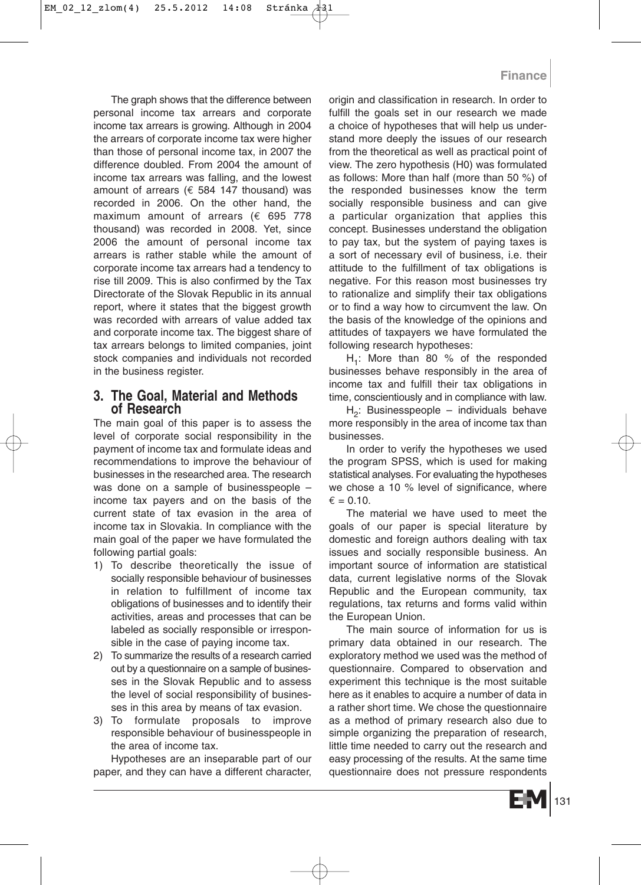The graph shows that the difference between personal income tax arrears and corporate income tax arrears is growing. Although in 2004 the arrears of corporate income tax were higher than those of personal income tax, in 2007 the difference doubled. From 2004 the amount of income tax arrears was falling, and the lowest amount of arrears (€ 584 147 thousand) was recorded in 2006. On the other hand, the maximum amount of arrears (€ 695 778 thousand) was recorded in 2008. Yet, since 2006 the amount of personal income tax arrears is rather stable while the amount of corporate income tax arrears had a tendency to rise till 2009. This is also confirmed by the Tax Directorate of the Slovak Republic in its annual report, where it states that the biggest growth was recorded with arrears of value added tax and corporate income tax. The biggest share of tax arrears belongs to limited companies, joint stock companies and individuals not recorded in the business register.

## 3. The Goal, Material and Methods of Research

The main goal of this paper is to assess the level of corporate social responsibility in the payment of income tax and formulate ideas and recommendations to improve the behaviour of businesses in the researched area. The research was done on a sample of businesspeople – income tax payers and on the basis of the current state of tax evasion in the area of income tax in Slovakia. In compliance with the main goal of the paper we have formulated the following partial goals:

1) To describe theoretically the issue of socially responsible behaviour of businesses in relation to fulfillment of income tax obligations of businesses and to identify their activities, areas and processes that can be labeled as socially responsible or irresponsible in the case of paying income tax.
2) To summarize the results of a research carried out by a questionnaire on a sample of businesses in the Slovak Republic and to assess the level of social responsibility of businesses in this area by means of tax evasion.
3) To formulate proposals to improve responsible behaviour of businesspeople in the area of income tax.

Hypotheses are an inseparable part of our paper, and they can have a different character, origin and classification in research. In order to fulfill the goals set in our research we made a choice of hypotheses that will help us understand more deeply the issues of our research from the theoretical as well as practical point of view. The zero hypothesis (H0) was formulated as follows: More than half (more than 50 %) of the responded businesses know the term socially responsible business and can give a particular organization that applies this concept. Businesses understand the obligation to pay tax, but the system of paying taxes is a sort of necessary evil of business, i.e. their attitude to the fulfillment of tax obligations is negative. For this reason most businesses try to rationalize and simplify their tax obligations or to find a way how to circumvent the law. On the basis of the knowledge of the opinions and attitudes of taxpayers we have formulated the following research hypotheses:

$H_1$: More than 80 % of the responded businesses behave responsibly in the area of income tax and fulfill their tax obligations in time, conscientiously and in compliance with law.

$H_2$: Businesspeople – individuals behave more responsibly in the area of income tax than businesses.

In order to verify the hypotheses we used the program SPSS, which is used for making statistical analyses. For evaluating the hypotheses we chose a 10 % level of significance, where € = 0.10.

The material we have used to meet the goals of our paper is special literature by domestic and foreign authors dealing with tax issues and socially responsible business. An important source of information are statistical data, current legislative norms of the Slovak Republic and the European community, tax regulations, tax returns and forms valid within the European Union.

The main source of information for us is primary data obtained in our research. The exploratory method we used was the method of questionnaire. Compared to observation and experiment this technique is the most suitable here as it enables to acquire a number of data in a rather short time. We chose the questionnaire as a method of primary research also due to simple organizing the preparation of research, little time needed to carry out the research and easy processing of the results. At the same time questionnaire does not pressure respondents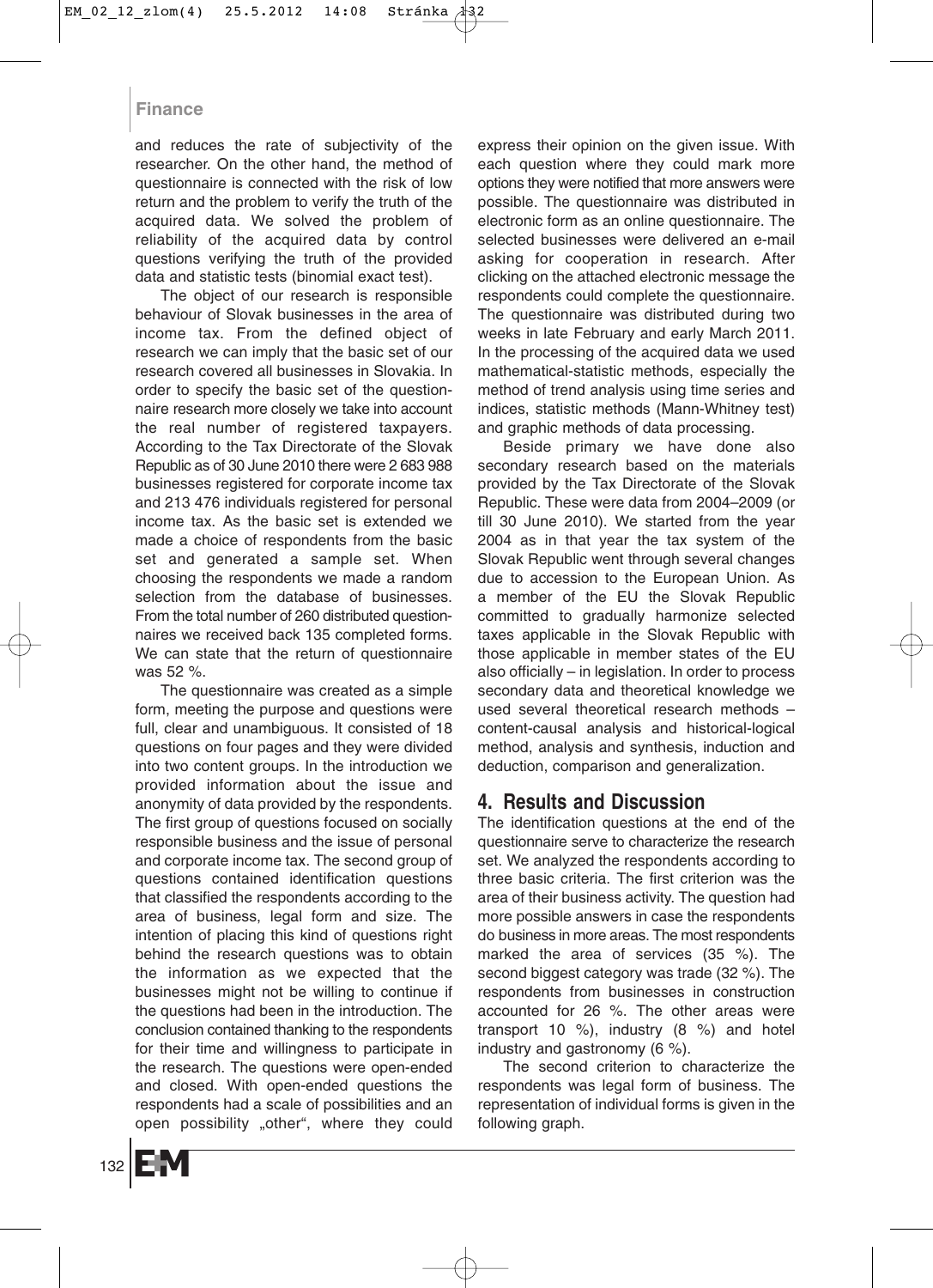and reduces the rate of subjectivity of the researcher. On the other hand, the method of questionnaire is connected with the risk of low return and the problem to verify the truth of the acquired data. We solved the problem of reliability of the acquired data by control questions verifying the truth of the provided data and statistic tests (binomial exact test).

The object of our research is responsible behaviour of Slovak businesses in the area of income tax. From the defined object of research we can imply that the basic set of our research covered all businesses in Slovakia. In order to specify the basic set of the questionnaire research more closely we take into account the real number of registered taxpayers. According to the Tax Directorate of the Slovak Republic as of 30 June 2010 there were 2 683 988 businesses registered for corporate income tax and 213 476 individuals registered for personal income tax. As the basic set is extended we made a choice of respondents from the basic set and generated a sample set. When choosing the respondents we made a random selection from the database of businesses. From the total number of 260 distributed questionnaires we received back 135 completed forms. We can state that the return of questionnaire was 52 %.

The questionnaire was created as a simple form, meeting the purpose and questions were full, clear and unambiguous. It consisted of 18 questions on four pages and they were divided into two content groups. In the introduction we provided information about the issue and anonymity of data provided by the respondents. The first group of questions focused on socially responsible business and the issue of personal and corporate income tax. The second group of questions contained identification questions that classified the respondents according to the area of business, legal form and size. The intention of placing this kind of questions right behind the research questions was to obtain the information as we expected that the businesses might not be willing to continue if the questions had been in the introduction. The conclusion contained thanking to the respondents for their time and willingness to participate in the research. The questions were open-ended and closed. With open-ended questions the respondents had a scale of possibilities and an open possibility „other", where they could express their opinion on the given issue. With each question where they could mark more options they were notified that more answers were possible. The questionnaire was distributed in electronic form as an online questionnaire. The selected businesses were delivered an e-mail asking for cooperation in research. After clicking on the attached electronic message the respondents could complete the questionnaire. The questionnaire was distributed during two weeks in late February and early March 2011. In the processing of the acquired data we used mathematical-statistic methods, especially the method of trend analysis using time series and indices, statistic methods (Mann-Whitney test) and graphic methods of data processing.

Beside primary we have done also secondary research based on the materials provided by the Tax Directorate of the Slovak Republic. These were data from 2004–2009 (or till 30 June 2010). We started from the year 2004 as in that year the tax system of the Slovak Republic went through several changes due to accession to the European Union. As a member of the EU the Slovak Republic committed to gradually harmonize selected taxes applicable in the Slovak Republic with those applicable in member states of the EU also officially – in legislation. In order to process secondary data and theoretical knowledge we used several theoretical research methods – content-causal analysis and historical-logical method, analysis and synthesis, induction and deduction, comparison and generalization.

## 4. Results and Discussion

The identification questions at the end of the questionnaire serve to characterize the research set. We analyzed the respondents according to three basic criteria. The first criterion was the area of their business activity. The question had more possible answers in case the respondents do business in more areas. The most respondents marked the area of services (35 %). The second biggest category was trade (32 %). The respondents from businesses in construction accounted for 26 %. The other areas were transport 10 %), industry (8 %) and hotel industry and gastronomy (6 %).

The second criterion to characterize the respondents was legal form of business. The representation of individual forms is given in the following graph.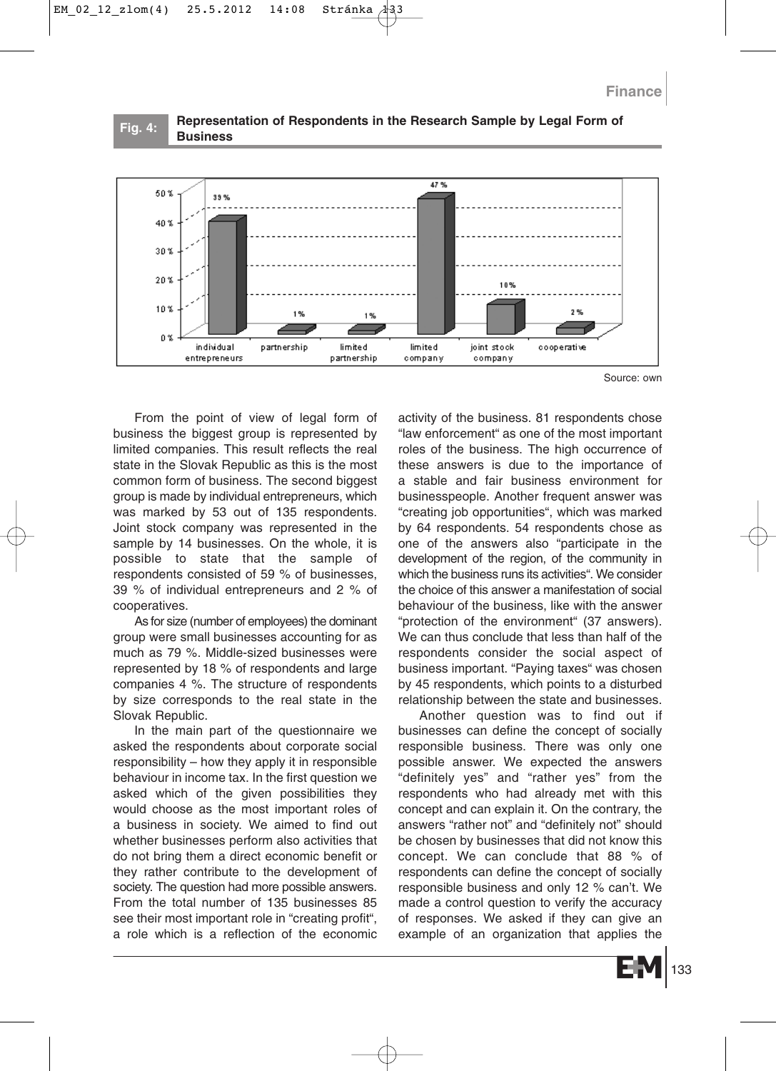**Fig. 4: Representation of Respondents in the Research Sample by Legal Form of Business**

50 %
40 %
30 %
20 %
10 %
0 %

39 %
1 %
1 %
47 %
10 %
2 %

individual entrepreneurs
partnership
limited partnership
limited company
joint stock company
cooperative

Source: own

From the point of view of legal form of business the biggest group is represented by limited companies. This result reflects the real state in the Slovak Republic as this is the most common form of business. The second biggest group is made by individual entrepreneurs, which was marked by 53 out of 135 respondents. Joint stock company was represented in the sample by 14 businesses. On the whole, it is possible to state that the sample of respondents consisted of 59 % of businesses, 39 % of individual entrepreneurs and 2 % of cooperatives.

As for size (number of employees) the dominant group were small businesses accounting for as much as 79 %. Middle-sized businesses were represented by 18 % of respondents and large companies 4 %. The structure of respondents by size corresponds to the real state in the Slovak Republic.

In the main part of the questionnaire we asked the respondents about corporate social responsibility – how they apply it in responsible behaviour in income tax. In the first question we asked which of the given possibilities they would choose as the most important roles of a business in society. We aimed to find out whether businesses perform also activities that do not bring them a direct economic benefit or they rather contribute to the development of society. The question had more possible answers. From the total number of 135 businesses 85 see their most important role in "creating profit", a role which is a reflection of the economic activity of the business. 81 respondents chose "law enforcement" as one of the most important roles of the business. The high occurrence of these answers is due to the importance of a stable and fair business environment for businesspeople. Another frequent answer was "creating job opportunities", which was marked by 64 respondents. 54 respondents chose as one of the answers also "participate in the development of the region, of the community in which the business runs its activities". We consider the choice of this answer a manifestation of social behaviour of the business, like with the answer "protection of the environment" (37 answers). We can thus conclude that less than half of the respondents consider the social aspect of business important. "Paying taxes" was chosen by 45 respondents, which points to a disturbed relationship between the state and businesses.

Another question was to find out if businesses can define the concept of socially responsible business. There was only one possible answer. We expected the answers "definitely yes" and "rather yes" from the respondents who had already met with this concept and can explain it. On the contrary, the answers "rather not" and "definitely not" should be chosen by businesses that did not know this concept. We can conclude that 88 % of respondents can define the concept of socially responsible business and only 12 % can't. We made a control question to verify the accuracy of responses. We asked if they can give an example of an organization that applies the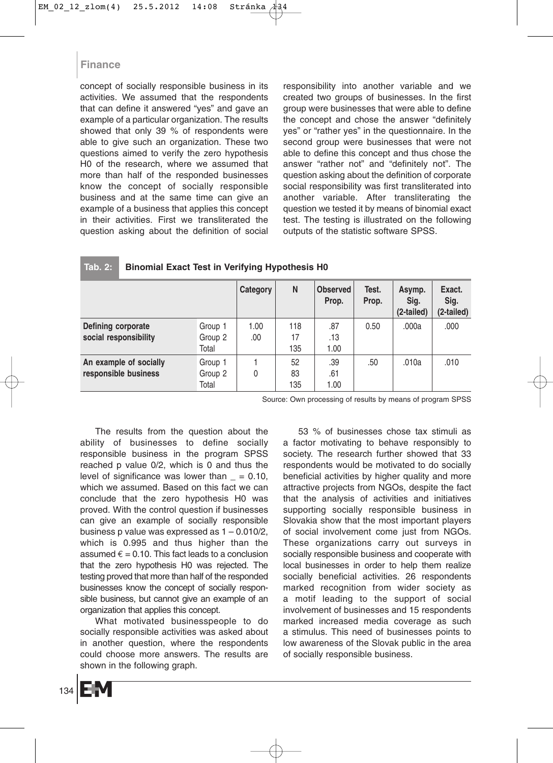concept of socially responsible business in its activities. We assumed that the respondents that can define it answered "yes" and gave an example of a particular organization. The results showed that only 39 % of respondents were able to give such an organization. These two questions aimed to verify the zero hypothesis H0 of the research, where we assumed that more than half of the responded businesses know the concept of socially responsible business and at the same time can give an example of a business that applies this concept in their activities. First we transliterated the question asking about the definition of social responsibility into another variable and we created two groups of businesses. In the first group were businesses that were able to define the concept and chose the answer "definitely yes" or "rather yes" in the questionnaire. In the second group were businesses that were not able to define this concept and thus chose the answer "rather not" and "definitely not". The question asking about the definition of corporate social responsibility was first transliterated into another variable. After transliterating the question we tested it by means of binomial exact test. The testing is illustrated on the following outputs of the statistic software SPSS.

**Tab. 2: Binomial Exact Test in Verifying Hypothesis H0**

| | | Category | N | Observed Prop. | Test. Prop. | Asymp. Sig. (2-tailed) | Exact. Sig. (2-tailed) |
|---|---|---|---|---|---|---|---|
| **Defining corporate social responsibility** | Group 1 | 1.00 | 118 | .87 | 0.50 | .000a | .000 |
| | Group 2 | .00 | 17 | .13 | | | |
| | Total | | 135 | 1.00 | | | |
| **An example of socially responsible business** | Group 1 | 1 | 52 | .39 | .50 | .010a | .010 |
| | Group 2 | 0 | 83 | .61 | | | |
| | Total | | 135 | 1.00 | | | |

Source: Own processing of results by means of program SPSS

The results from the question about the ability of businesses to define socially responsible business in the program SPSS reached p value 0/2, which is 0 and thus the level of significance was lower than _ = 0.10, which we assumed. Based on this fact we can conclude that the zero hypothesis H0 was proved. With the control question if businesses can give an example of socially responsible business p value was expressed as 1 – 0.010/2, which is 0.995 and thus higher than the assumed € = 0.10. This fact leads to a conclusion that the zero hypothesis H0 was rejected. The testing proved that more than half of the responded businesses know the concept of socially responsible business, but cannot give an example of an organization that applies this concept.

What motivated businesspeople to do socially responsible activities was asked about in another question, where the respondents could choose more answers. The results are shown in the following graph.

53 % of businesses chose tax stimuli as a factor motivating to behave responsibly to society. The research further showed that 33 respondents would be motivated to do socially beneficial activities by higher quality and more attractive projects from NGOs, despite the fact that the analysis of activities and initiatives supporting socially responsible business in Slovakia show that the most important players of social involvement come just from NGOs. These organizations carry out surveys in socially responsible business and cooperate with local businesses in order to help them realize socially beneficial activities. 26 respondents marked recognition from wider society as a motif leading to the support of social involvement of businesses and 15 respondents marked increased media coverage as such a stimulus. This need of businesses points to low awareness of the Slovak public in the area of socially responsible business.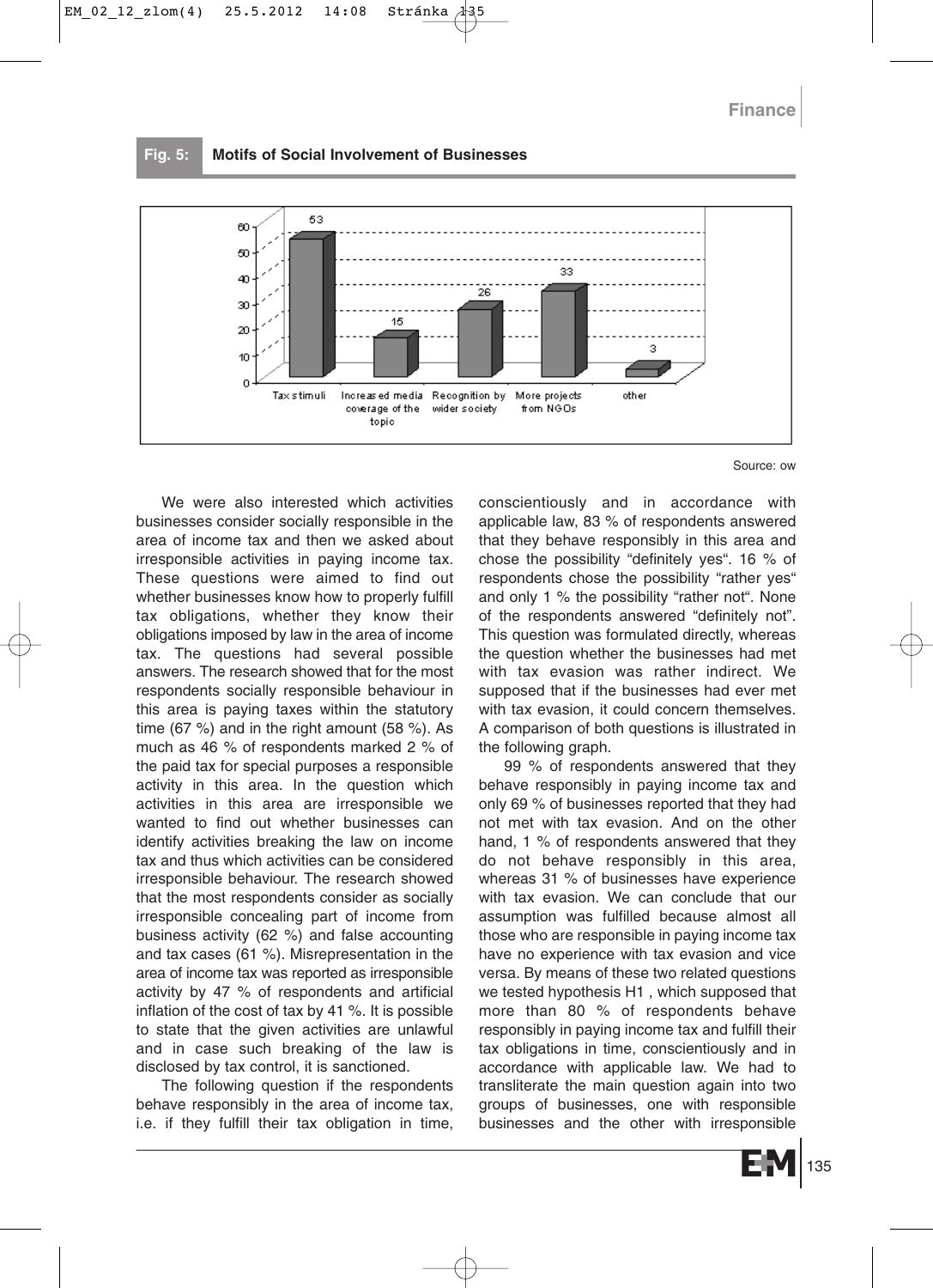**Fig. 5: Motifs of Social Involvement of Businesses**

60
50
40
30
20
10
0

53
15
26
33
3

Tax stimuli
Increased media coverage of the topic
Recognition by wider society
More projects from NGOs
other

Source: ow

We were also interested which activities businesses consider socially responsible in the area of income tax and then we asked about irresponsible activities in paying income tax. These questions were aimed to find out whether businesses know how to properly fulfill tax obligations, whether they know their obligations imposed by law in the area of income tax. The questions had several possible answers. The research showed that for the most respondents socially responsible behaviour in this area is paying taxes within the statutory time (67 %) and in the right amount (58 %). As much as 46 % of respondents marked 2 % of the paid tax for special purposes a responsible activity in this area. In the question which activities in this area are irresponsible we wanted to find out whether businesses can identify activities breaking the law on income tax and thus which activities can be considered irresponsible behaviour. The research showed that the most respondents consider as socially irresponsible concealing part of income from business activity (62 %) and false accounting and tax cases (61 %). Misrepresentation in the area of income tax was reported as irresponsible activity by 47 % of respondents and artificial inflation of the cost of tax by 41 %. It is possible to state that the given activities are unlawful and in case such breaking of the law is disclosed by tax control, it is sanctioned.

The following question if the respondents behave responsibly in the area of income tax, i.e. if they fulfill their tax obligation in time, conscientiously and in accordance with applicable law, 83 % of respondents answered that they behave responsibly in this area and chose the possibility "definitely yes". 16 % of respondents chose the possibility "rather yes" and only 1 % the possibility "rather not". None of the respondents answered "definitely not". This question was formulated directly, whereas the question whether the businesses had met with tax evasion was rather indirect. We supposed that if the businesses had ever met with tax evasion, it could concern themselves. A comparison of both questions is illustrated in the following graph.

99 % of respondents answered that they behave responsibly in paying income tax and only 69 % of businesses reported that they had not met with tax evasion. And on the other hand, 1 % of respondents answered that they do not behave responsibly in this area, whereas 31 % of businesses have experience with tax evasion. We can conclude that our assumption was fulfilled because almost all those who are responsible in paying income tax have no experience with tax evasion and vice versa. By means of these two related questions we tested hypothesis H1 , which supposed that more than 80 % of respondents behave responsibly in paying income tax and fulfill their tax obligations in time, conscientiously and in accordance with applicable law. We had to transliterate the main question again into two groups of businesses, one with responsible businesses and the other with irresponsible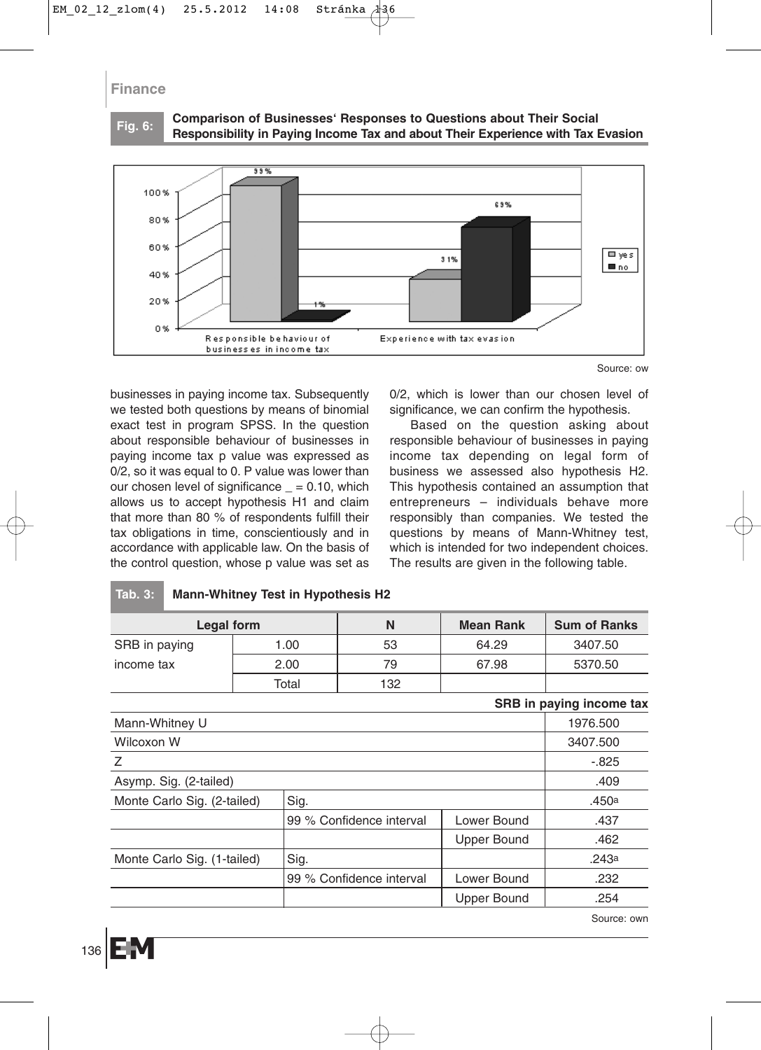**Fig. 6: Comparison of Businesses' Responses to Questions about Their Social Responsibility in Paying Income Tax and about Their Experience with Tax Evasion**

99 %
69 %
31 %
1 %
100 %
80 %
60 %
40 %
20 %
0 %
Responsible behaviour of businesses in income tax
Experience with tax evasion
yes
no

Source: ow

businesses in paying income tax. Subsequently we tested both questions by means of binomial exact test in program SPSS. In the question about responsible behaviour of businesses in paying income tax p value was expressed as 0/2, so it was equal to 0. P value was lower than our chosen level of significance _ = 0.10, which allows us to accept hypothesis H1 and claim that more than 80 % of respondents fulfill their tax obligations in time, conscientiously and in accordance with applicable law. On the basis of the control question, whose p value was set as 0/2, which is lower than our chosen level of significance, we can confirm the hypothesis.

Based on the question asking about responsible behaviour of businesses in paying income tax depending on legal form of business we assessed also hypothesis H2. This hypothesis contained an assumption that entrepreneurs – individuals behave more responsibly than companies. We tested the questions by means of Mann-Whitney test, which is intended for two independent choices. The results are given in the following table.

**Tab. 3: Mann-Whitney Test in Hypothesis H2**

| Legal form | | N | Mean Rank | Sum of Ranks |
|---|---|---|---|---|
| SRB in paying income tax | 1.00 | 53 | 64.29 | 3407.50 |
| | 2.00 | 79 | 67.98 | 5370.50 |
| | Total | 132 | | |

| | | | SRB in paying income tax |
|---|---|---|---|
| Mann-Whitney U | | | 1976.500 |
| Wilcoxon W | | | 3407.500 |
| Z | | | -.825 |
| Asymp. Sig. (2-tailed) | | | .409 |
| Monte Carlo Sig. (2-tailed) | Sig. | | .450a |
| | 99 % Confidence interval | Lower Bound | .437 |
| | | Upper Bound | .462 |
| Monte Carlo Sig. (1-tailed) | Sig. | | .243a |
| | 99 % Confidence interval | Lower Bound | .232 |
| | | Upper Bound | .254 |

Source: own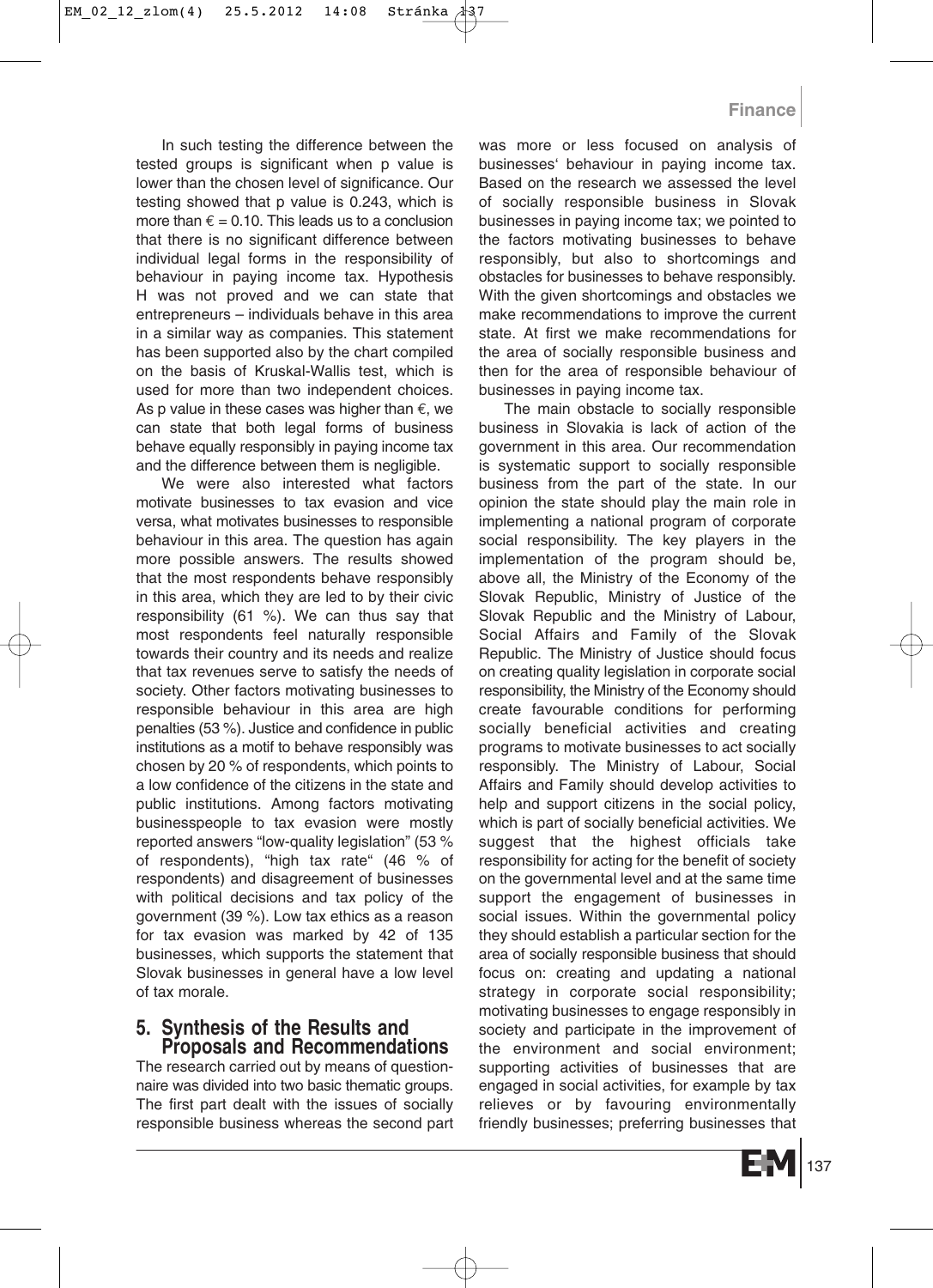In such testing the difference between the tested groups is significant when p value is lower than the chosen level of significance. Our testing showed that p value is 0.243, which is more than € = 0.10. This leads us to a conclusion that there is no significant difference between individual legal forms in the responsibility of behaviour in paying income tax. Hypothesis H was not proved and we can state that entrepreneurs – individuals behave in this area in a similar way as companies. This statement has been supported also by the chart compiled on the basis of Kruskal-Wallis test, which is used for more than two independent choices. As p value in these cases was higher than €, we can state that both legal forms of business behave equally responsibly in paying income tax and the difference between them is negligible.

We were also interested what factors motivate businesses to tax evasion and vice versa, what motivates businesses to responsible behaviour in this area. The question has again more possible answers. The results showed that the most respondents behave responsibly in this area, which they are led to by their civic responsibility (61 %). We can thus say that most respondents feel naturally responsible towards their country and its needs and realize that tax revenues serve to satisfy the needs of society. Other factors motivating businesses to responsible behaviour in this area are high penalties (53 %). Justice and confidence in public institutions as a motif to behave responsibly was chosen by 20 % of respondents, which points to a low confidence of the citizens in the state and public institutions. Among factors motivating businesspeople to tax evasion were mostly reported answers "low-quality legislation" (53 % of respondents), "high tax rate" (46 % of respondents) and disagreement of businesses with political decisions and tax policy of the government (39 %). Low tax ethics as a reason for tax evasion was marked by 42 of 135 businesses, which supports the statement that Slovak businesses in general have a low level of tax morale.

## 5. Synthesis of the Results and Proposals and Recommendations

The research carried out by means of questionnaire was divided into two basic thematic groups. The first part dealt with the issues of socially responsible business whereas the second part was more or less focused on analysis of businesses' behaviour in paying income tax. Based on the research we assessed the level of socially responsible business in Slovak businesses in paying income tax; we pointed to the factors motivating businesses to behave responsibly, but also to shortcomings and obstacles for businesses to behave responsibly. With the given shortcomings and obstacles we make recommendations to improve the current state. At first we make recommendations for the area of socially responsible business and then for the area of responsible behaviour of businesses in paying income tax.

The main obstacle to socially responsible business in Slovakia is lack of action of the government in this area. Our recommendation is systematic support to socially responsible business from the part of the state. In our opinion the state should play the main role in implementing a national program of corporate social responsibility. The key players in the implementation of the program should be, above all, the Ministry of the Economy of the Slovak Republic, Ministry of Justice of the Slovak Republic and the Ministry of Labour, Social Affairs and Family of the Slovak Republic. The Ministry of Justice should focus on creating quality legislation in corporate social responsibility, the Ministry of the Economy should create favourable conditions for performing socially beneficial activities and creating programs to motivate businesses to act socially responsibly. The Ministry of Labour, Social Affairs and Family should develop activities to help and support citizens in the social policy, which is part of socially beneficial activities. We suggest that the highest officials take responsibility for acting for the benefit of society on the governmental level and at the same time support the engagement of businesses in social issues. Within the governmental policy they should establish a particular section for the area of socially responsible business that should focus on: creating and updating a national strategy in corporate social responsibility; motivating businesses to engage responsibly in society and participate in the improvement of the environment and social environment; supporting activities of businesses that are engaged in social activities, for example by tax relieves or by favouring environmentally friendly businesses; preferring businesses that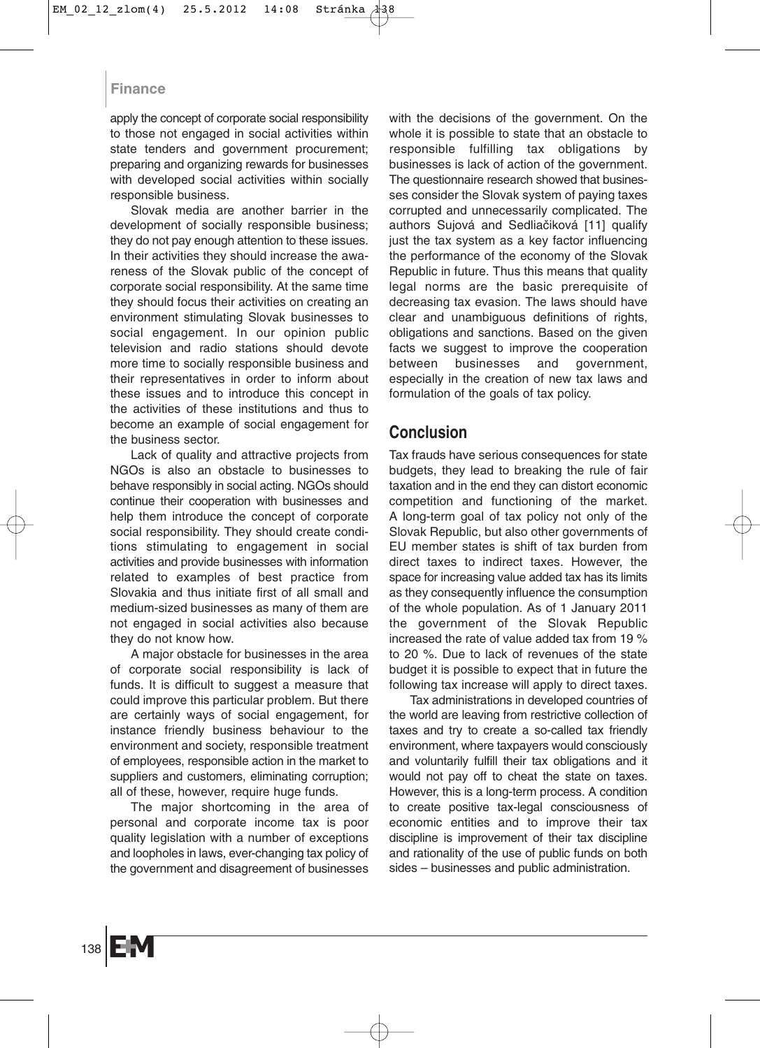apply the concept of corporate social responsibility to those not engaged in social activities within state tenders and government procurement; preparing and organizing rewards for businesses with developed social activities within socially responsible business.

Slovak media are another barrier in the development of socially responsible business; they do not pay enough attention to these issues. In their activities they should increase the awareness of the Slovak public of the concept of corporate social responsibility. At the same time they should focus their activities on creating an environment stimulating Slovak businesses to social engagement. In our opinion public television and radio stations should devote more time to socially responsible business and their representatives in order to inform about these issues and to introduce this concept in the activities of these institutions and thus to become an example of social engagement for the business sector.

Lack of quality and attractive projects from NGOs is also an obstacle to businesses to behave responsibly in social acting. NGOs should continue their cooperation with businesses and help them introduce the concept of corporate social responsibility. They should create conditions stimulating to engagement in social activities and provide businesses with information related to examples of best practice from Slovakia and thus initiate first of all small and medium-sized businesses as many of them are not engaged in social activities also because they do not know how.

A major obstacle for businesses in the area of corporate social responsibility is lack of funds. It is difficult to suggest a measure that could improve this particular problem. But there are certainly ways of social engagement, for instance friendly business behaviour to the environment and society, responsible treatment of employees, responsible action in the market to suppliers and customers, eliminating corruption; all of these, however, require huge funds.

The major shortcoming in the area of personal and corporate income tax is poor quality legislation with a number of exceptions and loopholes in laws, ever-changing tax policy of the government and disagreement of businesses with the decisions of the government. On the whole it is possible to state that an obstacle to responsible fulfilling tax obligations by businesses is lack of action of the government. The questionnaire research showed that businesses consider the Slovak system of paying taxes corrupted and unnecessarily complicated. The authors Sujová and Sedliačiková [11] qualify just the tax system as a key factor influencing the performance of the economy of the Slovak Republic in future. Thus this means that quality legal norms are the basic prerequisite of decreasing tax evasion. The laws should have clear and unambiguous definitions of rights, obligations and sanctions. Based on the given facts we suggest to improve the cooperation between businesses and government, especially in the creation of new tax laws and formulation of the goals of tax policy.

## Conclusion

Tax frauds have serious consequences for state budgets, they lead to breaking the rule of fair taxation and in the end they can distort economic competition and functioning of the market. A long-term goal of tax policy not only of the Slovak Republic, but also other governments of EU member states is shift of tax burden from direct taxes to indirect taxes. However, the space for increasing value added tax has its limits as they consequently influence the consumption of the whole population. As of 1 January 2011 the government of the Slovak Republic increased the rate of value added tax from 19 % to 20 %. Due to lack of revenues of the state budget it is possible to expect that in future the following tax increase will apply to direct taxes.

Tax administrations in developed countries of the world are leaving from restrictive collection of taxes and try to create a so-called tax friendly environment, where taxpayers would consciously and voluntarily fulfill their tax obligations and it would not pay off to cheat the state on taxes. However, this is a long-term process. A condition to create positive tax-legal consciousness of economic entities and to improve their tax discipline is improvement of their tax discipline and rationality of the use of public funds on both sides – businesses and public administration.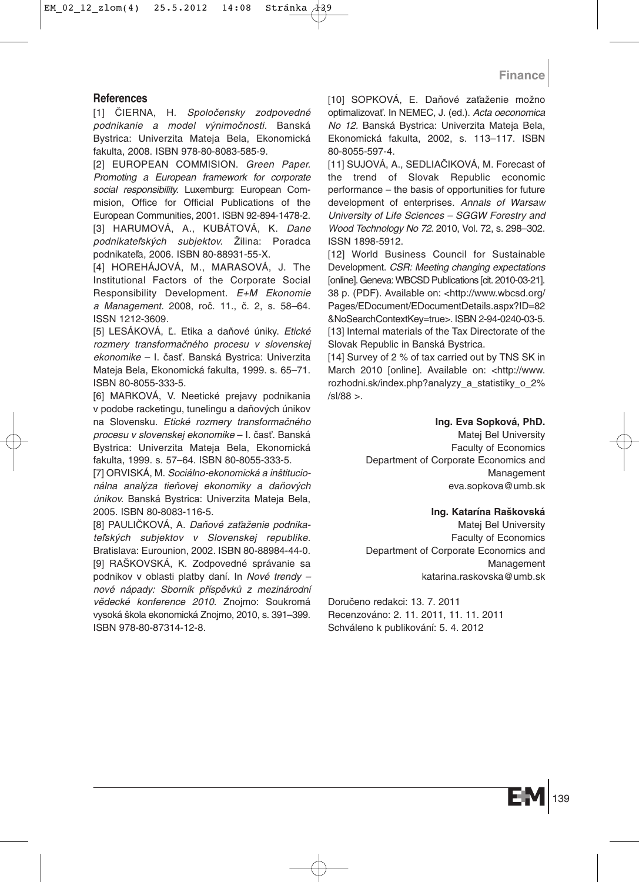## References

[1] ČIERNA, H. *Spoločensky zodpovedné podnikanie a model výnimočnosti*. Banská Bystrica: Univerzita Mateja Bela, Ekonomická fakulta, 2008. ISBN 978-80-8083-585-9.

[2] EUROPEAN COMMISION. *Green Paper. Promoting a European framework for corporate social responsibility.* Luxemburg: European Commision, Office for Official Publications of the European Communities, 2001. ISBN 92-894-1478-2.

[3] HARUMOVÁ, A., KUBÁTOVÁ, K. *Dane podnikateľských subjektov.* Žilina: Poradca podnikateľa, 2006. ISBN 80-88931-55-X.

[4] HOREHÁJOVÁ, M., MARASOVÁ, J. The Institutional Factors of the Corporate Social Responsibility Development. *E+M Ekonomie a Management.* 2008, roč. 11., č. 2, s. 58–64. ISSN 1212-3609.

[5] LESÁKOVÁ, Ľ. Etika a daňové úniky. *Etické rozmery transformačného procesu v slovenskej ekonomike* – I. časť. Banská Bystrica: Univerzita Mateja Bela, Ekonomická fakulta, 1999. s. 65–71. ISBN 80-8055-333-5.

[6] MARKOVÁ, V. Neetické prejavy podnikania v podobe racketingu, tunelingu a daňových únikov na Slovensku. *Etické rozmery transformačného procesu v slovenskej ekonomike* – I. časť. Banská Bystrica: Univerzita Mateja Bela, Ekonomická fakulta, 1999. s. 57–64. ISBN 80-8055-333-5.

[7] ORVISKÁ, M. *Sociálno-ekonomická a inštitucionálna analýza tieňovej ekonomiky a daňových únikov.* Banská Bystrica: Univerzita Mateja Bela, 2005. ISBN 80-8083-116-5.

[8] PAULIČKOVÁ, A. *Daňové zaťaženie podnikateľských subjektov v Slovenskej republike.* Bratislava: Eurounion, 2002. ISBN 80-88984-44-0.

[9] RAŠKOVSKÁ, K. Zodpovedné správanie sa podnikov v oblasti platby daní. In *Nové trendy – nové nápady: Sborník příspěvků z mezinárodní vědecké konference 2010*. Znojmo: Soukromá vysoká škola ekonomická Znojmo, 2010, s. 391–399. ISBN 978-80-87314-12-8.

[10] SOPKOVÁ, E. Daňové zaťaženie možno optimalizovať. In NEMEC, J. (ed.). *Acta oeconomica No 12*. Banská Bystrica: Univerzita Mateja Bela, Ekonomická fakulta, 2002, s. 113–117. ISBN 80-8055-597-4.

[11] SUJOVÁ, A., SEDLIAČIKOVÁ, M. Forecast of the trend of Slovak Republic economic performance – the basis of opportunities for future development of enterprises. *Annals of Warsaw University of Life Sciences – SGGW Forestry and Wood Technology No 72*. 2010, Vol. 72, s. 298–302. ISSN 1898-5912.

[12] World Business Council for Sustainable Development. *CSR: Meeting changing expectations* [online]. Geneva: WBCSD Publications [cit. 2010-03-21]. 38 p. (PDF). Available on: <http://www.wbcsd.org/Pages/EDocument/EDocumentDetails.aspx?ID=82&NoSearchContextKey=true>. ISBN 2-94-0240-03-5.

[13] Internal materials of the Tax Directorate of the Slovak Republic in Banská Bystrica.

[14] Survey of 2 % of tax carried out by TNS SK in March 2010 [online]. Available on: <http://www.rozhodni.sk/index.php?analyzy_a_statistiky_o_2%/sl/88 >.

**Ing. Eva Sopková, PhD.**
Matej Bel University
Faculty of Economics
Department of Corporate Economics and Management
eva.sopkova@umb.sk

**Ing. Katarína Raškovská**
Matej Bel University
Faculty of Economics
Department of Corporate Economics and Management
katarina.raskovska@umb.sk

Doručeno redakci: 13. 7. 2011
Recenzováno: 2. 11. 2011, 11. 11. 2011
Schváleno k publikování: 5. 4. 2012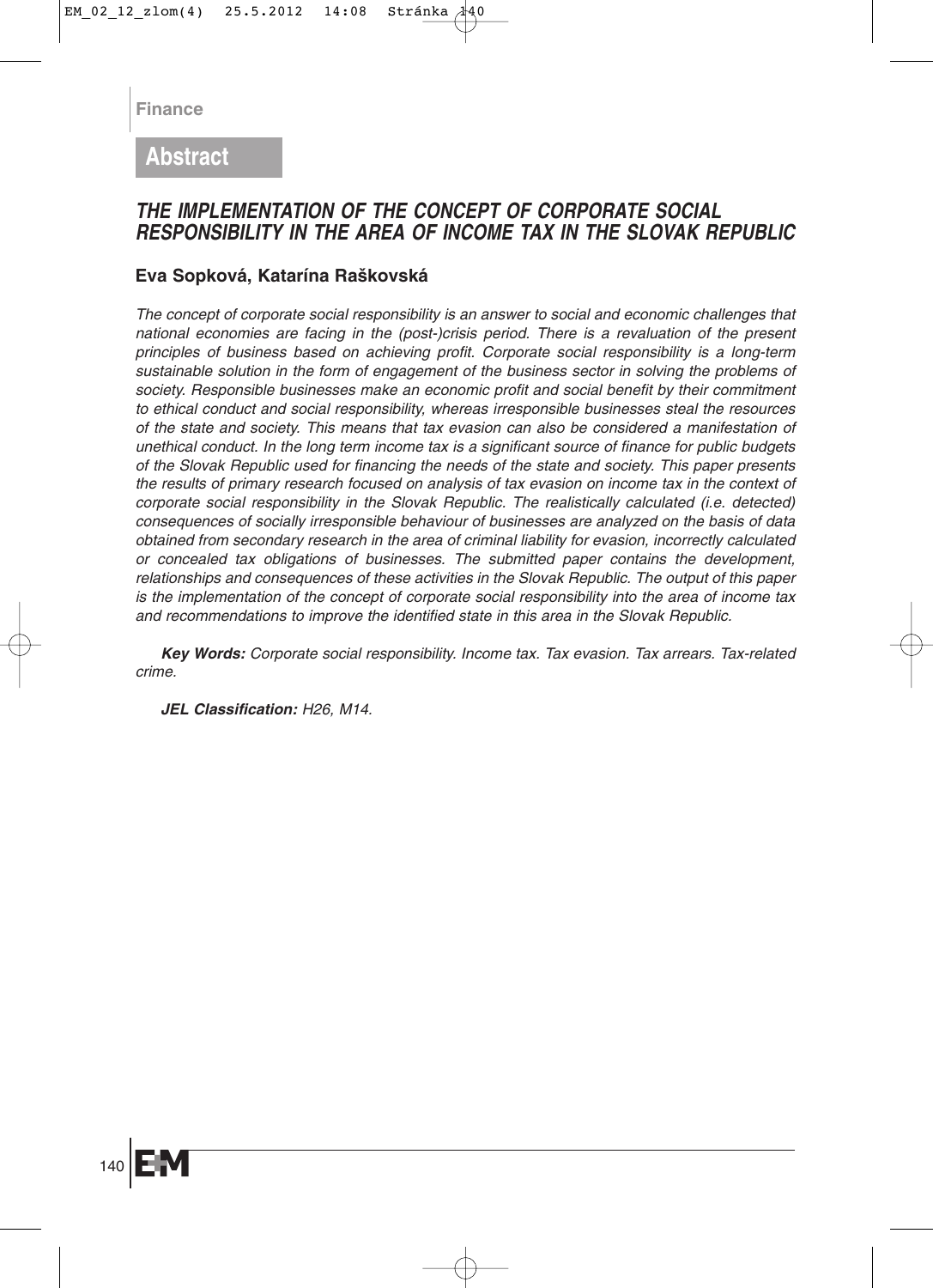Finance

## Abstract

# THE IMPLEMENTATION OF THE CONCEPT OF CORPORATE SOCIAL RESPONSIBILITY IN THE AREA OF INCOME TAX IN THE SLOVAK REPUBLIC

**Eva Sopková, Katarína Raškovská**

*The concept of corporate social responsibility is an answer to social and economic challenges that national economies are facing in the (post-)crisis period. There is a revaluation of the present principles of business based on achieving profit. Corporate social responsibility is a long-term sustainable solution in the form of engagement of the business sector in solving the problems of society. Responsible businesses make an economic profit and social benefit by their commitment to ethical conduct and social responsibility, whereas irresponsible businesses steal the resources of the state and society. This means that tax evasion can also be considered a manifestation of unethical conduct. In the long term income tax is a significant source of finance for public budgets of the Slovak Republic used for financing the needs of the state and society. This paper presents the results of primary research focused on analysis of tax evasion on income tax in the context of corporate social responsibility in the Slovak Republic. The realistically calculated (i.e. detected) consequences of socially irresponsible behaviour of businesses are analyzed on the basis of data obtained from secondary research in the area of criminal liability for evasion, incorrectly calculated or concealed tax obligations of businesses. The submitted paper contains the development, relationships and consequences of these activities in the Slovak Republic. The output of this paper is the implementation of the concept of corporate social responsibility into the area of income tax and recommendations to improve the identified state in this area in the Slovak Republic.*

***Key Words:*** *Corporate social responsibility. Income tax. Tax evasion. Tax arrears. Tax-related crime.*

***JEL Classification:*** *H26, M14.*